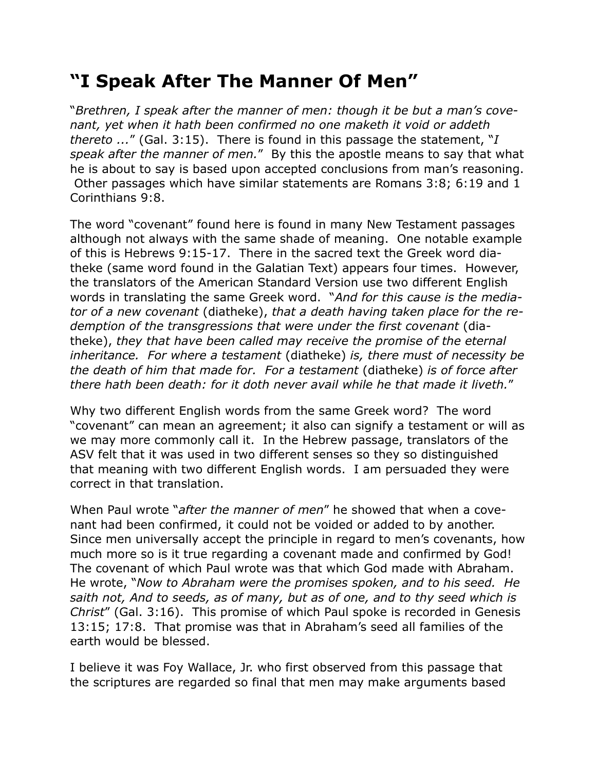# "I Speak After The Manner Of Men"

"*Brethren, I speak after the manner of men: though it be but a man's covenant, yet when it hath been confirmed no one maketh it void or addeth thereto ...*" (Gal. 3:15). There is found in this passage the statement, "*I speak after the manner of men.*" By this the apostle means to say that what he is about to say is based upon accepted conclusions from man's reasoning. Other passages which have similar statements are Romans 3:8; 6:19 and 1 Corinthians 9:8.

The word "covenant" found here is found in many New Testament passages although not always with the same shade of meaning. One notable example of this is Hebrews 9:15-17. There in the sacred text the Greek word diatheke (same word found in the Galatian Text) appears four times. However, the translators of the American Standard Version use two different English words in translating the same Greek word. "*And for this cause is the mediator of a new covenant* (diatheke), *that a death having taken place for the redemption of the transgressions that were under the first covenant* (diatheke), *they that have been called may receive the promise of the eternal inheritance. For where a testament* (diatheke) *is, there must of necessity be the death of him that made for. For a testament* (diatheke) *is of force after there hath been death: for it doth never avail while he that made it liveth.*"

Why two different English words from the same Greek word? The word "covenant" can mean an agreement; it also can signify a testament or will as we may more commonly call it. In the Hebrew passage, translators of the ASV felt that it was used in two different senses so they so distinguished that meaning with two different English words. I am persuaded they were correct in that translation.

When Paul wrote "*after the manner of men*" he showed that when a covenant had been confirmed, it could not be voided or added to by another. Since men universally accept the principle in regard to men's covenants, how much more so is it true regarding a covenant made and confirmed by God! The covenant of which Paul wrote was that which God made with Abraham. He wrote, "*Now to Abraham were the promises spoken, and to his seed. He saith not, And to seeds, as of many, but as of one, and to thy seed which is Christ*" (Gal. 3:16). This promise of which Paul spoke is recorded in Genesis 13:15; 17:8. That promise was that in Abraham's seed all families of the earth would be blessed.

I believe it was Foy Wallace, Jr. who first observed from this passage that the scriptures are regarded so final that men may make arguments based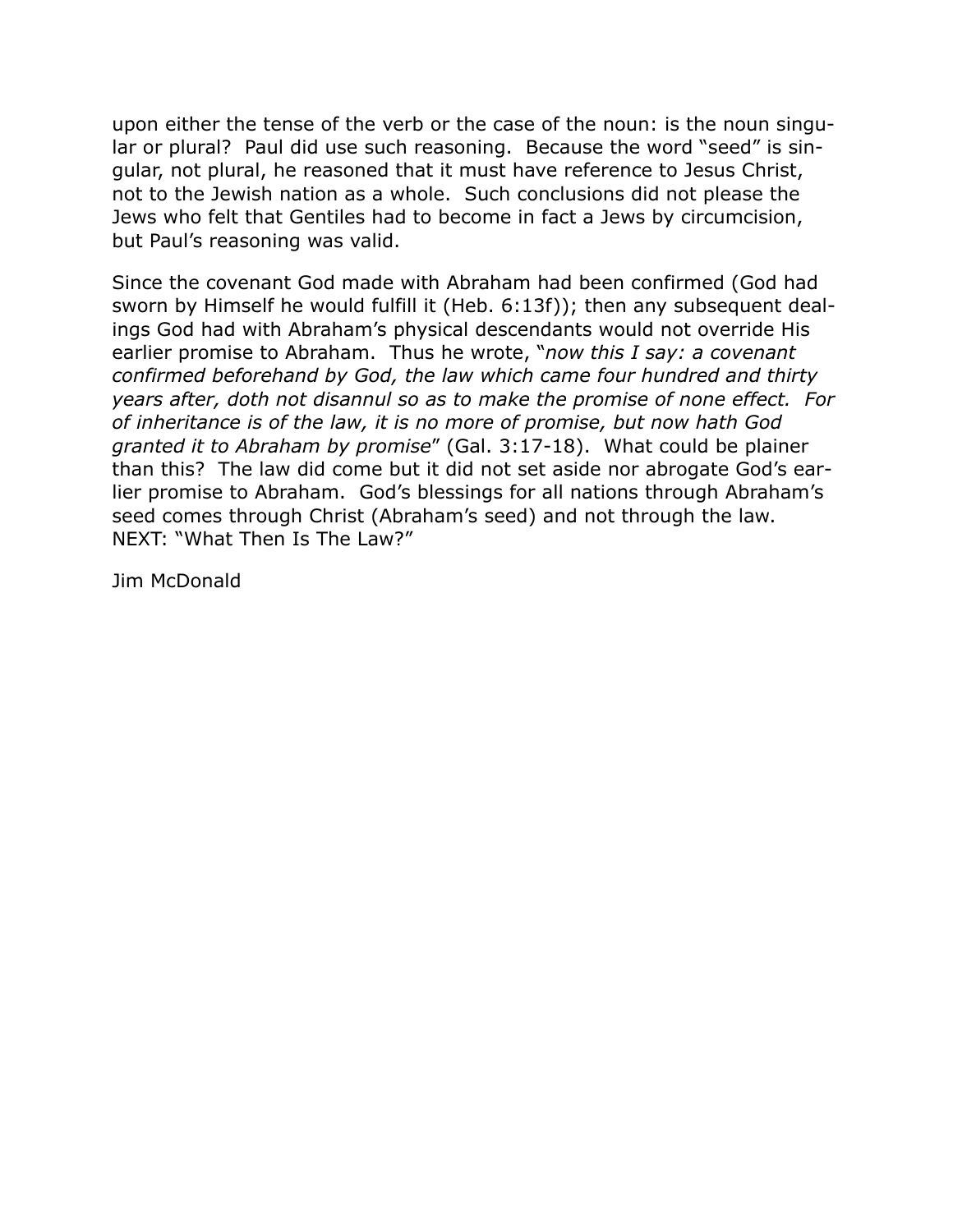upon either the tense of the verb or the case of the noun: is the noun singular or plural? Paul did use such reasoning. Because the word "seed" is singular, not plural, he reasoned that it must have reference to Jesus Christ, not to the Jewish nation as a whole. Such conclusions did not please the Jews who felt that Gentiles had to become in fact a Jews by circumcision, but Paul's reasoning was valid.

Since the covenant God made with Abraham had been confirmed (God had sworn by Himself he would fulfill it (Heb. 6:13f)); then any subsequent dealings God had with Abraham's physical descendants would not override His earlier promise to Abraham. Thus he wrote, "*now this I say: a covenant confirmed beforehand by God, the law which came four hundred and thirty years after, doth not disannul so as to make the promise of none effect. For of inheritance is of the law, it is no more of promise, but now hath God granted it to Abraham by promise*" (Gal. 3:17-18). What could be plainer than this? The law did come but it did not set aside nor abrogate God's earlier promise to Abraham. God's blessings for all nations through Abraham's seed comes through Christ (Abraham's seed) and not through the law.
NEXT: "What Then Is The Law?"

Jim McDonald